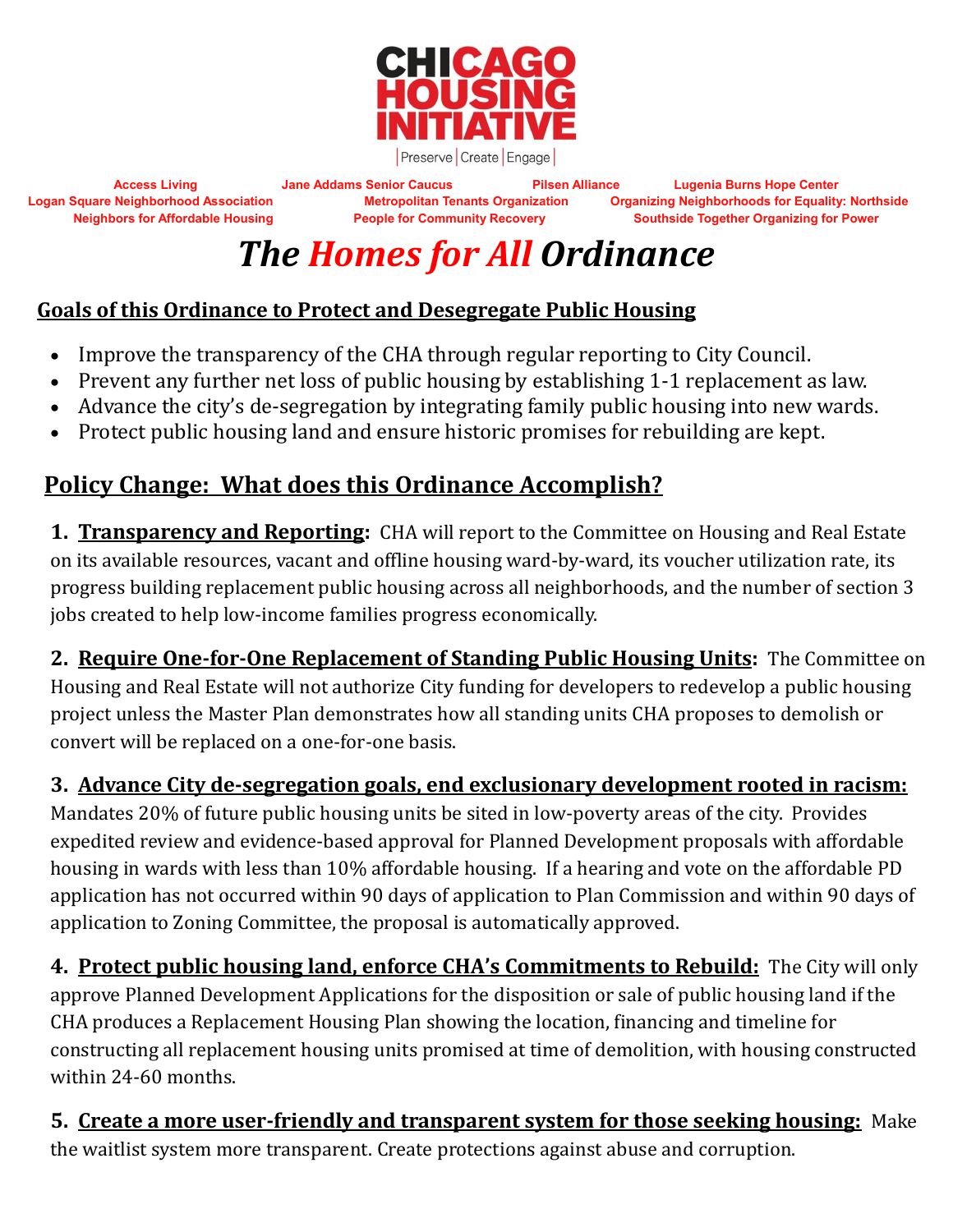**CHICAGO HOUSING INITIATIVE**

Preserve | Create | Engage

Access Living | Jane Addams Senior Caucus | Pilsen Alliance | Lugenia Burns Hope Center
Logan Square Neighborhood Association | Metropolitan Tenants Organization | Organizing Neighborhoods for Equality: Northside
Neighbors for Affordable Housing | People for Community Recovery | Southside Together Organizing for Power

# *The Homes for All Ordinance*

## Goals of this Ordinance to Protect and Desegregate Public Housing

- Improve the transparency of the CHA through regular reporting to City Council.
- Prevent any further net loss of public housing by establishing 1-1 replacement as law.
- Advance the city's de-segregation by integrating family public housing into new wards.
- Protect public housing land and ensure historic promises for rebuilding are kept.

## Policy Change: What does this Ordinance Accomplish?

**1. Transparency and Reporting:** CHA will report to the Committee on Housing and Real Estate on its available resources, vacant and offline housing ward-by-ward, its voucher utilization rate, its progress building replacement public housing across all neighborhoods, and the number of section 3 jobs created to help low-income families progress economically.

**2. Require One-for-One Replacement of Standing Public Housing Units:** The Committee on Housing and Real Estate will not authorize City funding for developers to redevelop a public housing project unless the Master Plan demonstrates how all standing units CHA proposes to demolish or convert will be replaced on a one-for-one basis.

**3. Advance City de-segregation goals, end exclusionary development rooted in racism:** Mandates 20% of future public housing units be sited in low-poverty areas of the city. Provides expedited review and evidence-based approval for Planned Development proposals with affordable housing in wards with less than 10% affordable housing. If a hearing and vote on the affordable PD application has not occurred within 90 days of application to Plan Commission and within 90 days of application to Zoning Committee, the proposal is automatically approved.

**4. Protect public housing land, enforce CHA's Commitments to Rebuild:** The City will only approve Planned Development Applications for the disposition or sale of public housing land if the CHA produces a Replacement Housing Plan showing the location, financing and timeline for constructing all replacement housing units promised at time of demolition, with housing constructed within 24-60 months.

**5. Create a more user-friendly and transparent system for those seeking housing:** Make the waitlist system more transparent. Create protections against abuse and corruption.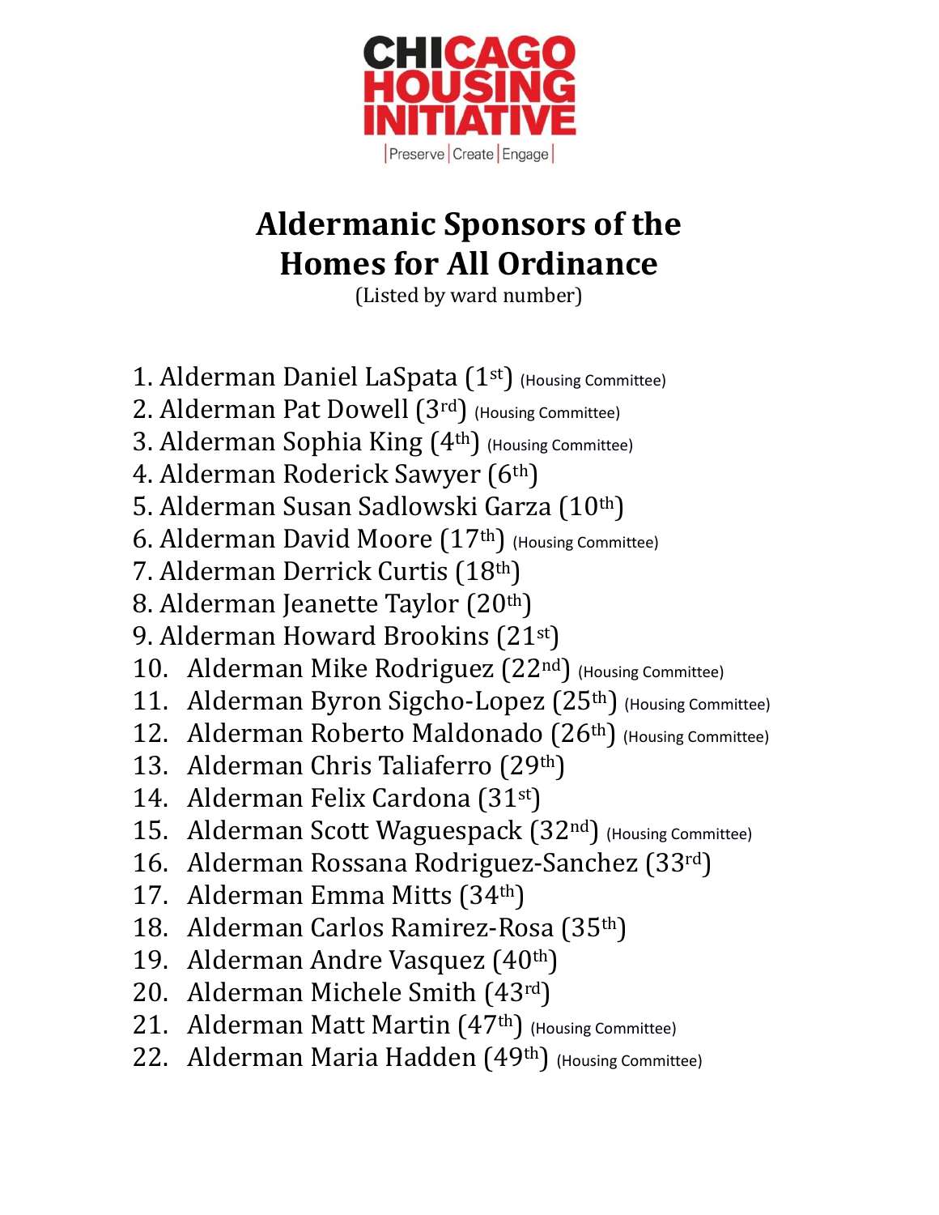CHICAGO HOUSING INITIATIVE

|Preserve|Create|Engage|

# Aldermanic Sponsors of the Homes for All Ordinance

(Listed by ward number)

1. Alderman Daniel LaSpata (1st) (Housing Committee)
2. Alderman Pat Dowell (3rd) (Housing Committee)
3. Alderman Sophia King (4th) (Housing Committee)
4. Alderman Roderick Sawyer (6th)
5. Alderman Susan Sadlowski Garza (10th)
6. Alderman David Moore (17th) (Housing Committee)
7. Alderman Derrick Curtis (18th)
8. Alderman Jeanette Taylor (20th)
9. Alderman Howard Brookins (21st)
10. Alderman Mike Rodriguez (22nd) (Housing Committee)
11. Alderman Byron Sigcho-Lopez (25th) (Housing Committee)
12. Alderman Roberto Maldonado (26th) (Housing Committee)
13. Alderman Chris Taliaferro (29th)
14. Alderman Felix Cardona (31st)
15. Alderman Scott Waguespack (32nd) (Housing Committee)
16. Alderman Rossana Rodriguez-Sanchez (33rd)
17. Alderman Emma Mitts (34th)
18. Alderman Carlos Ramirez-Rosa (35th)
19. Alderman Andre Vasquez (40th)
20. Alderman Michele Smith (43rd)
21. Alderman Matt Martin (47th) (Housing Committee)
22. Alderman Maria Hadden (49th) (Housing Committee)